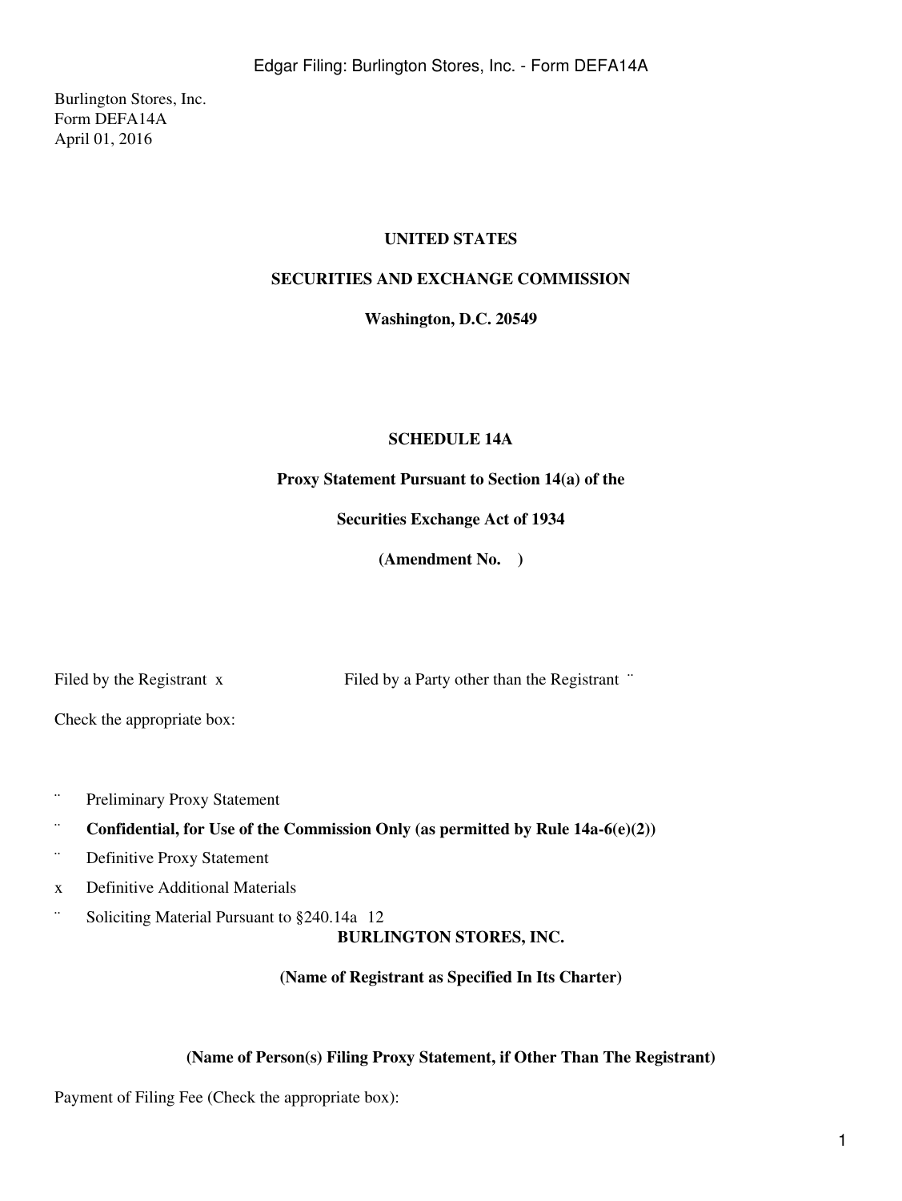Burlington Stores, Inc.
Form DEFA14A
April 01, 2016

**UNITED STATES**

**SECURITIES AND EXCHANGE COMMISSION**

**Washington, D.C. 20549**

**SCHEDULE 14A**

**Proxy Statement Pursuant to Section 14(a) of the**

**Securities Exchange Act of 1934**

**(Amendment No. )**

Filed by the Registrant x Filed by a Party other than the Registrant ¨

Check the appropriate box:

¨ Preliminary Proxy Statement

¨ **Confidential, for Use of the Commission Only (as permitted by Rule 14a-6(e)(2))**

¨ Definitive Proxy Statement

x Definitive Additional Materials

¨ Soliciting Material Pursuant to §240.14a 12

**BURLINGTON STORES, INC.**

**(Name of Registrant as Specified In Its Charter)**

**(Name of Person(s) Filing Proxy Statement, if Other Than The Registrant)**

Payment of Filing Fee (Check the appropriate box):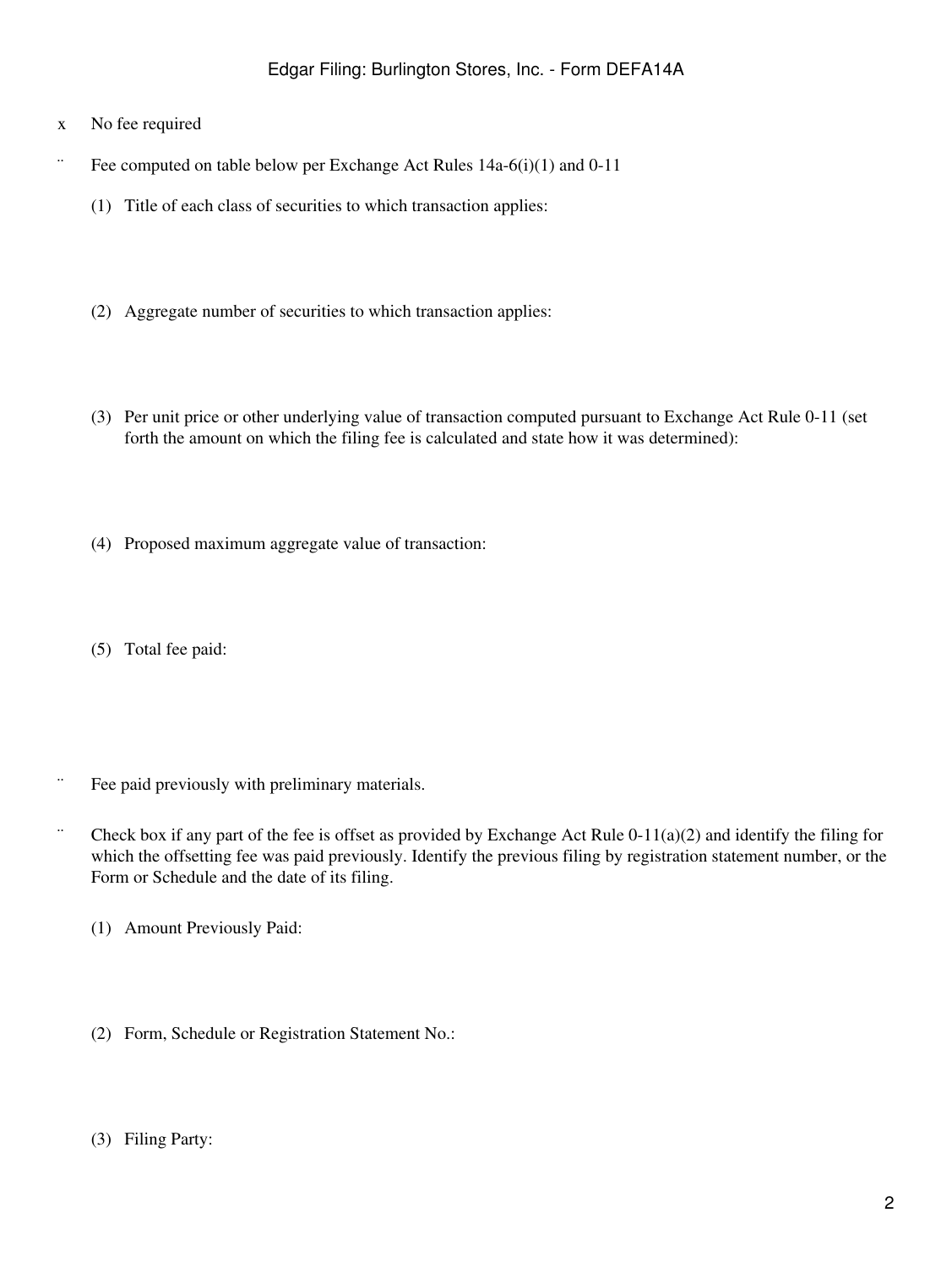x No fee required

¨ Fee computed on table below per Exchange Act Rules 14a-6(i)(1) and 0-11

(1) Title of each class of securities to which transaction applies:

(2) Aggregate number of securities to which transaction applies:

(3) Per unit price or other underlying value of transaction computed pursuant to Exchange Act Rule 0-11 (set forth the amount on which the filing fee is calculated and state how it was determined):

(4) Proposed maximum aggregate value of transaction:

(5) Total fee paid:

¨ Fee paid previously with preliminary materials.

¨ Check box if any part of the fee is offset as provided by Exchange Act Rule 0-11(a)(2) and identify the filing for which the offsetting fee was paid previously. Identify the previous filing by registration statement number, or the Form or Schedule and the date of its filing.

(1) Amount Previously Paid:

(2) Form, Schedule or Registration Statement No.:

(3) Filing Party: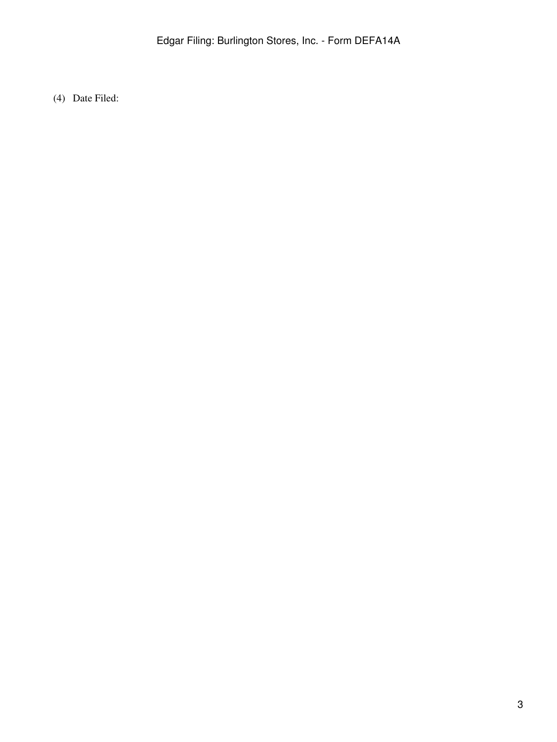(4) Date Filed: